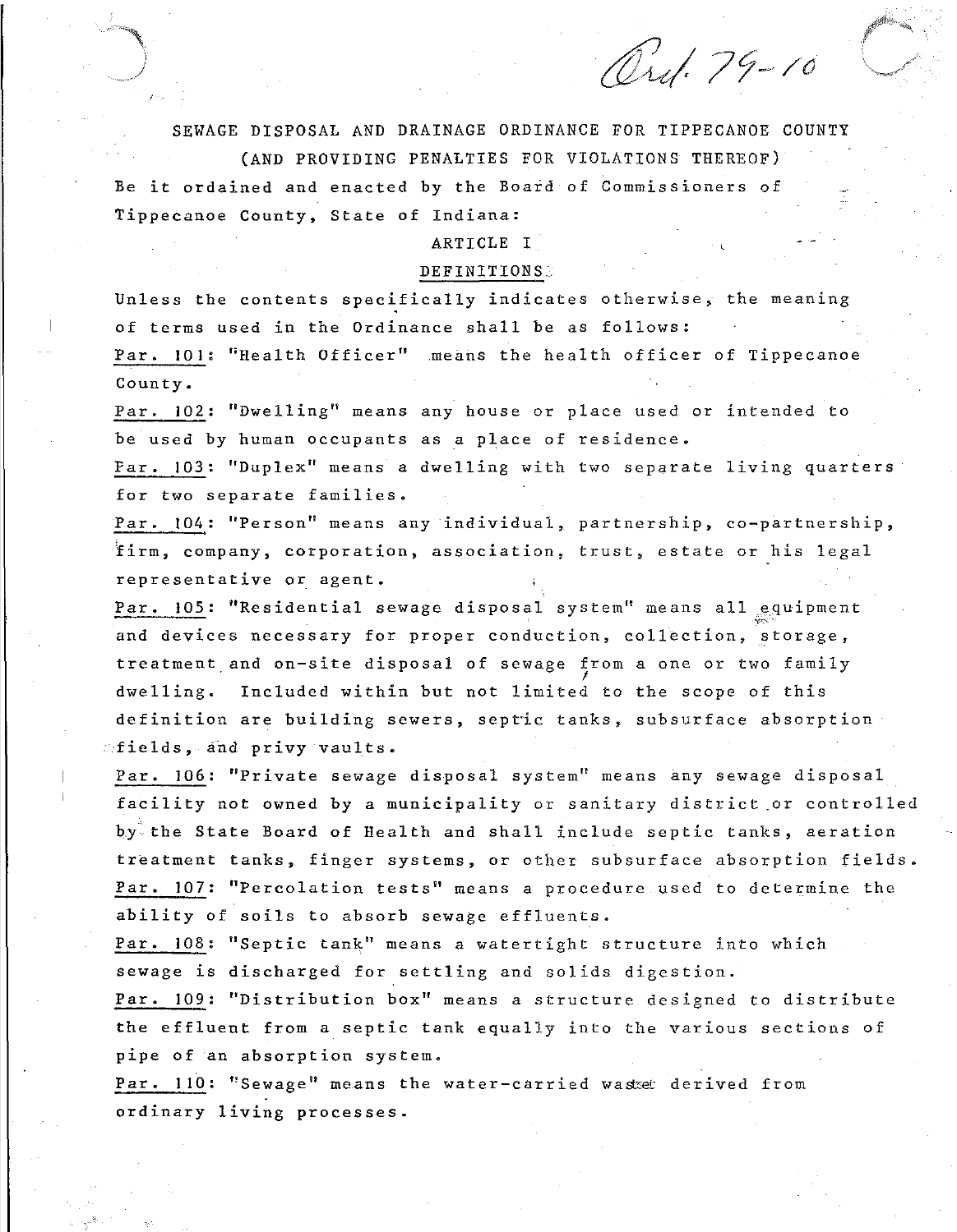Ord. 79-10

# SEWAGE DISPOSAL AND DRAINAGE ORDINANCE FOR TIPPECANOE COUNTY

## (AND PROVIDING PENALTIES FOR VIOLATIONS THEREOF)

Be it ordained and enacted by the Board of Commissioners of Tippecanoe County, State of Indiana:

## ARTICLE I

## DEFINITIONS

Unless the contents specifically indicates otherwise, the meaning of terms used in the Ordinance shall be as follows:

Par. 101: "Health Officer" means the health officer of Tippecanoe County.

Par. 102: "Dwelling" means any house or place used or intended to be used by human occupants as a place of residence.

Par. 103: "Duplex" means a dwelling with two separate living quarters for two separate families.

Par. 104: "Person" means any individual, partnership, co-partnership, firm, company, corporation, association, trust, estate or his legal representative or agent.

Par. 105: "Residential sewage disposal system" means all equipment and devices necessary for proper conduction, collection, storage, treatment and on-site disposal of sewage from a one or two family dwelling. Included within but not limited to the scope of this definition are building sewers, septic tanks, subsurface absorption fields, and privy vaults.

Par. 106: "Private sewage disposal system" means any sewage disposal facility not owned by a municipality or sanitary district or controlled by the State Board of Health and shall include septic tanks, aeration treatment tanks, finger systems, or other subsurface absorption fields.

Par. 107: "Percolation tests" means a procedure used to determine the ability of soils to absorb sewage effluents.

Par. 108: "Septic tank" means a watertight structure into which sewage is discharged for settling and solids digestion.

Par. 109: "Distribution box" means a structure designed to distribute the effluent from a septic tank equally into the various sections of pipe of an absorption system.

Par. 110: "Sewage" means the water-carried waste derived from ordinary living processes.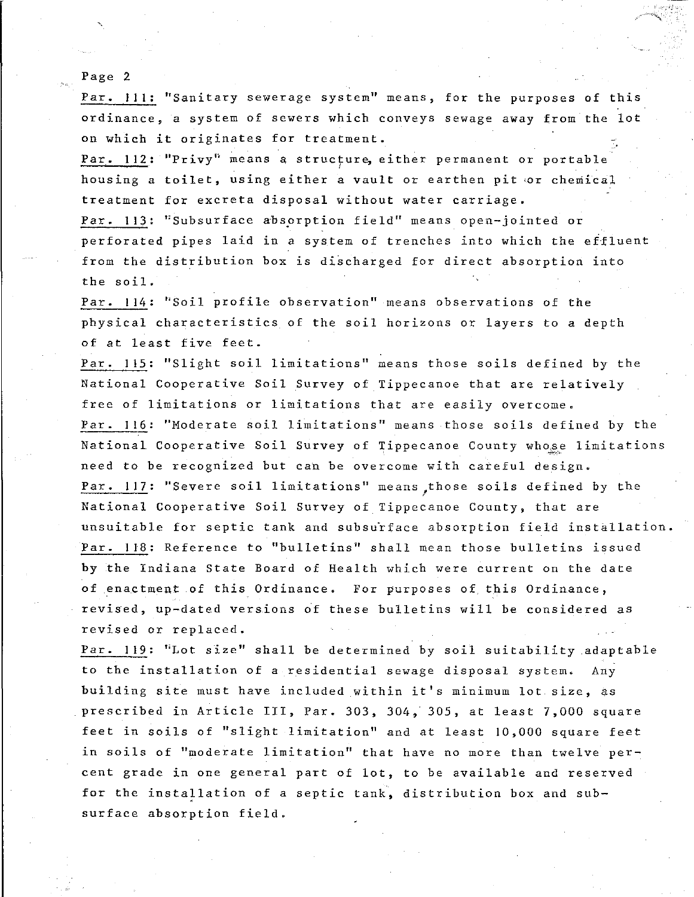Par. 111: "Sanitary sewerage system" means, for the purposes of this ordinance, a system of sewers which conveys sewage away from the lot on which it originates for treatment.

Par. 112: "Privy" means a structure, either permanent or portable housing a toilet, using either a vault or earthen pit or chemical treatment for excreta disposal without water carriage.

Par. 113: "Subsurface absorption field" means open-jointed or perforated pipes laid in a system of trenches into which the effluent from the distribution box is discharged for direct absorption into the soil.

Par. 114: "Soil profile observation" means observations of the physical characteristics of the soil horizons or layers to a depth of at least five feet.

Par. 115: "Slight soil limitations" means those soils defined by the National Cooperative Soil Survey of Tippecanoe that are relatively free of limitations or limitations that are easily overcome.

Par. 116: "Moderate soil limitations" means those soils defined by the National Cooperative Soil Survey of Tippecanoe County whose limitations need to be recognized but can be overcome with careful design.

Par. 117: "Severe soil limitations" means those soils defined by the National Cooperative Soil Survey of Tippecanoe County, that are unsuitable for septic tank and subsurface absorption field installation.

Par. 118: Reference to "bulletins" shall mean those bulletins issued by the Indiana State Board of Health which were current on the date of enactment of this Ordinance. For purposes of this Ordinance, revised, up-dated versions of these bulletins will be considered as revised or replaced.

Par. 119: "Lot size" shall be determined by soil suitability adaptable to the installation of a residential sewage disposal system. Any building site must have included within it's minimum lot size, as prescribed in Article III, Par. 303, 304, 305, at least 7,000 square feet in soils of "slight limitation" and at least 10,000 square feet in soils of "moderate limitation" that have no more than twelve percent grade in one general part of lot, to be available and reserved for the installation of a septic tank, distribution box and subsurface absorption field.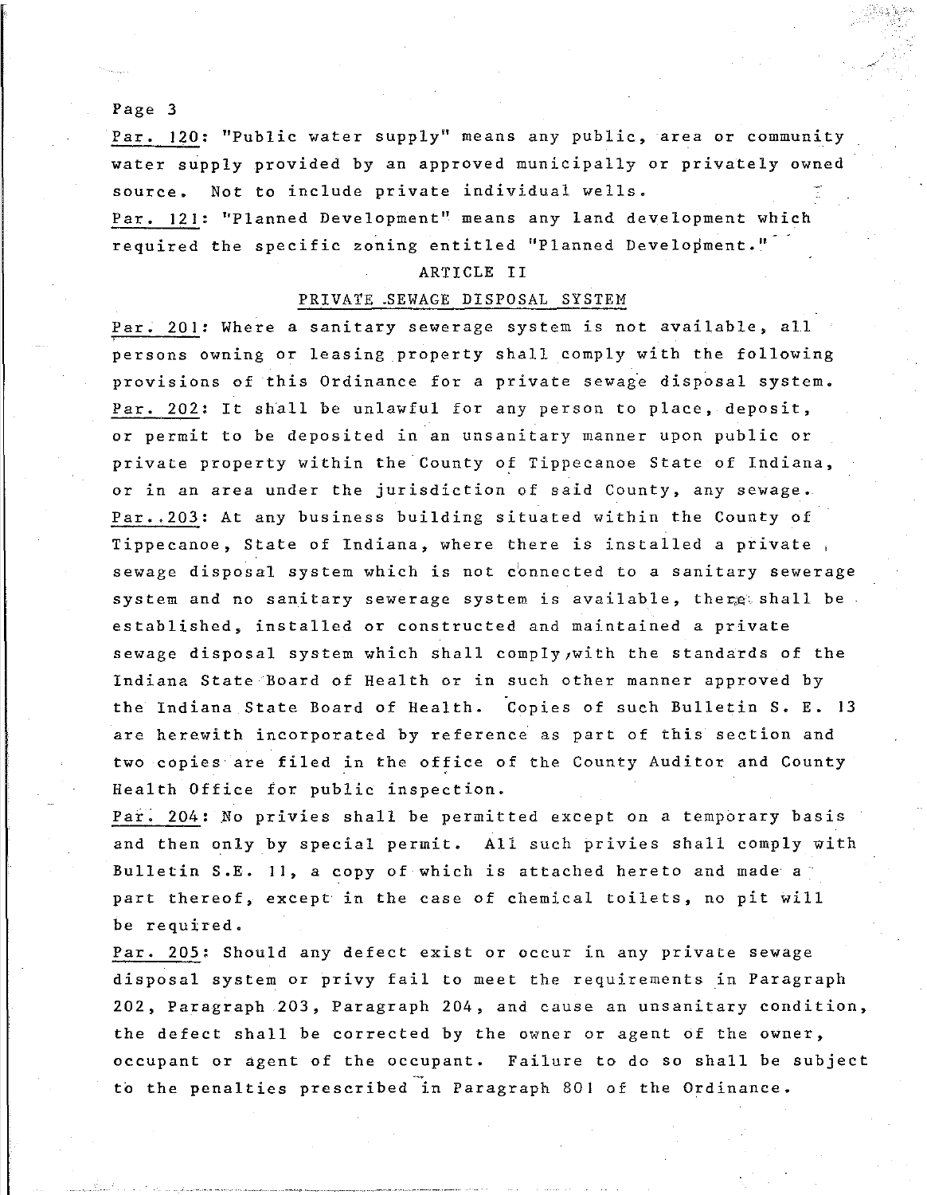<u>Par. 120</u>: "Public water supply" means any public, area or community water supply provided by an approved municipally or privately owned source. Not to include private individual wells.

<u>Par. 121</u>: "Planned Development" means any land development which required the specific zoning entitled "Planned Development."

## ARTICLE II

## PRIVATE SEWAGE DISPOSAL SYSTEM

<u>Par. 201</u>: Where a sanitary sewerage system is not available, all persons owning or leasing property shall comply with the following provisions of this Ordinance for a private sewage disposal system.

<u>Par. 202</u>: It shall be unlawful for any person to place, deposit, or permit to be deposited in an unsanitary manner upon public or private property within the County of Tippecanoe State of Indiana, or in an area under the jurisdiction of said County, any sewage.

<u>Par. 203</u>: At any business building situated within the County of Tippecanoe, State of Indiana, where there is installed a private sewage disposal system which is not connected to a sanitary sewerage system and no sanitary sewerage system is available, there shall be established, installed or constructed and maintained a private sewage disposal system which shall comply with the standards of the Indiana State Board of Health or in such other manner approved by the Indiana State Board of Health. Copies of such Bulletin S. E. 13 are herewith incorporated by reference as part of this section and two copies are filed in the office of the County Auditor and County Health Office for public inspection.

<u>Par. 204</u>: No privies shall be permitted except on a temporary basis and then only by special permit. All such privies shall comply with Bulletin S.E. 11, a copy of which is attached hereto and made a part thereof, except in the case of chemical toilets, no pit will be required.

<u>Par. 205</u>: Should any defect exist or occur in any private sewage disposal system or privy fail to meet the requirements in Paragraph 202, Paragraph 203, Paragraph 204, and cause an unsanitary condition, the defect shall be corrected by the owner or agent of the owner, occupant or agent of the occupant. Failure to do so shall be subject to the penalties prescribed in Paragraph 801 of the Ordinance.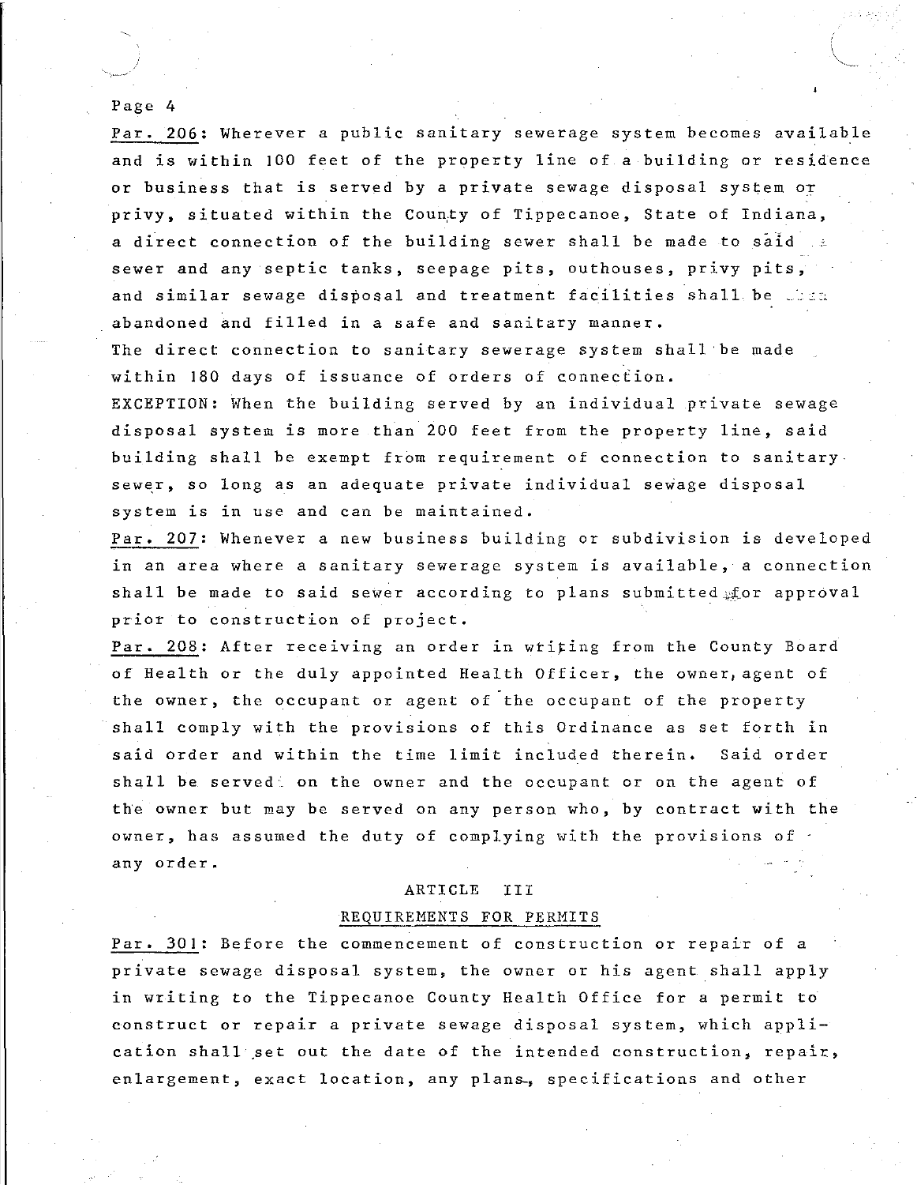Par. 206: Wherever a public sanitary sewerage system becomes available and is within 100 feet of the property line of a building or residence or business that is served by a private sewage disposal system or privy, situated within the County of Tippecanoe, State of Indiana, a direct connection of the building sewer shall be made to said sewer and any septic tanks, seepage pits, outhouses, privy pits, and similar sewage disposal and treatment facilities shall be abandoned and filled in a safe and sanitary manner.

The direct connection to sanitary sewerage system shall be made within 180 days of issuance of orders of connection.

EXCEPTION: When the building served by an individual private sewage disposal system is more than 200 feet from the property line, said building shall be exempt from requirement of connection to sanitary sewer, so long as an adequate private individual sewage disposal system is in use and can be maintained.

Par. 207: Whenever a new business building or subdivision is developed in an area where a sanitary sewerage system is available, a connection shall be made to said sewer according to plans submitted for approval prior to construction of project.

Par. 208: After receiving an order in writing from the County Board of Health or the duly appointed Health Officer, the owner, agent of the owner, the occupant or agent of the occupant of the property shall comply with the provisions of this Ordinance as set forth in said order and within the time limit included therein. Said order shall be served on the owner and the occupant or on the agent of the owner but may be served on any person who, by contract with the owner, has assumed the duty of complying with the provisions of any order.

## ARTICLE III

## REQUIREMENTS FOR PERMITS

Par. 301: Before the commencement of construction or repair of a private sewage disposal system, the owner or his agent shall apply in writing to the Tippecanoe County Health Office for a permit to construct or repair a private sewage disposal system, which application shall set out the date of the intended construction, repair, enlargement, exact location, any plans, specifications and other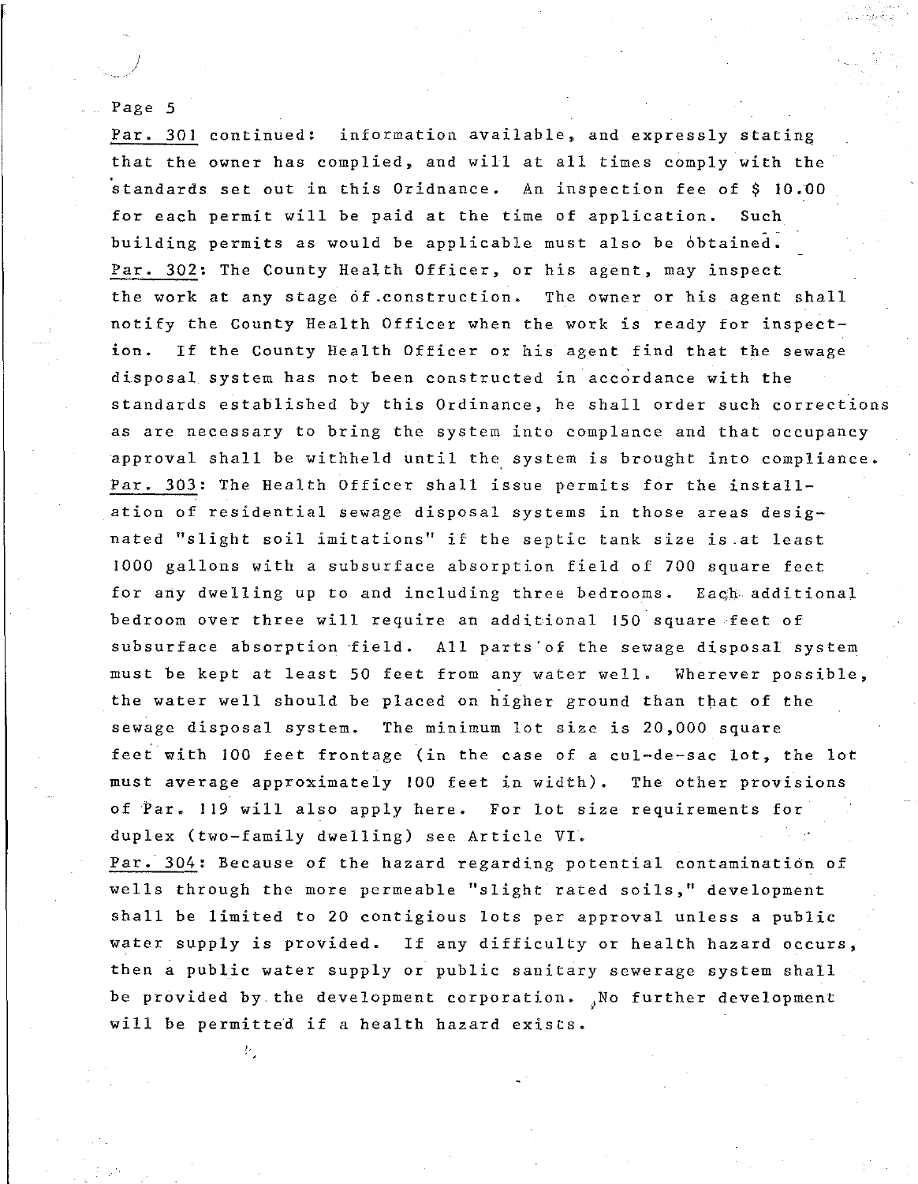Par. 301 continued: information available, and expressly stating that the owner has complied, and will at all times comply with the standards set out in this Oridnance. An inspection fee of $ 10.00 for each permit will be paid at the time of application. Such building permits as would be applicable must also be obtained.

Par. 302: The County Health Officer, or his agent, may inspect the work at any stage of construction. The owner or his agent shall notify the County Health Officer when the work is ready for inspection. If the County Health Officer or his agent find that the sewage disposal system has not been constructed in accordance with the standards established by this Ordinance, he shall order such corrections as are necessary to bring the system into complance and that occupancy approval shall be withheld until the system is brought into compliance.

Par. 303: The Health Officer shall issue permits for the installation of residential sewage disposal systems in those areas designated "slight soil imitations" if the septic tank size is at least 1000 gallons with a subsurface absorption field of 700 square feet for any dwelling up to and including three bedrooms. Each additional bedroom over three will require an additional 150 square feet of subsurface absorption field. All parts of the sewage disposal system must be kept at least 50 feet from any water well. Wherever possible, the water well should be placed on higher ground than that of the sewage disposal system. The minimum lot size is 20,000 square feet with 100 feet frontage (in the case of a cul-de-sac lot, the lot must average approximately 100 feet in width). The other provisions of Par. 119 will also apply here. For lot size requirements for duplex (two-family dwelling) see Article VI.

Par. 304: Because of the hazard regarding potential contamination of wells through the more permeable "slight rated soils," development shall be limited to 20 contigious lots per approval unless a public water supply is provided. If any difficulty or health hazard occurs, then a public water supply or public sanitary sewerage system shall be provided by the development corporation. No further development will be permitted if a health hazard exists.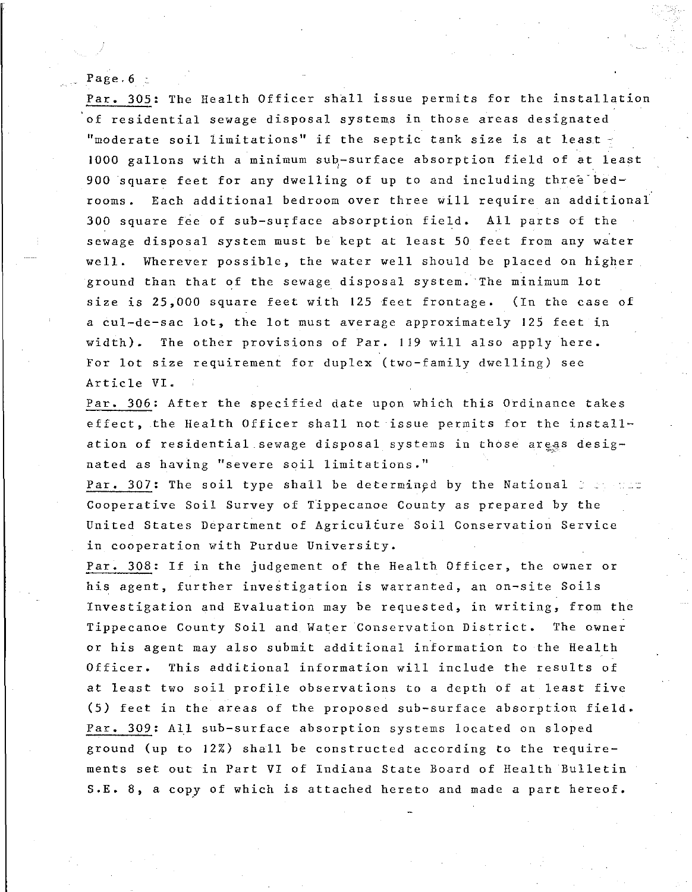Par. 305: The Health Officer shall issue permits for the installation of residential sewage disposal systems in those areas designated "moderate soil limitations" if the septic tank size is at least 1000 gallons with a minimum sub-surface absorption field of at least 900 square feet for any dwelling of up to and including three bedrooms. Each additional bedroom over three will require an additional 300 square fee of sub-surface absorption field. All parts of the sewage disposal system must be kept at least 50 feet from any water well. Wherever possible, the water well should be placed on higher ground than that of the sewage disposal system. The minimum lot size is 25,000 square feet with 125 feet frontage. (In the case of a cul-de-sac lot, the lot must average approximately 125 feet in width). The other provisions of Par. 119 will also apply here. For lot size requirement for duplex (two-family dwelling) see Article VI.

Par. 306: After the specified date upon which this Ordinance takes effect, the Health Officer shall not issue permits for the installation of residential sewage disposal systems in those areas designated as having "severe soil limitations."

Par. 307: The soil type shall be determined by the National Cooperative Soil Survey of Tippecanoe County as prepared by the United States Department of Agriculture Soil Conservation Service in cooperation with Purdue University.

Par. 308: If in the judgement of the Health Officer, the owner or his agent, further investigation is warranted, an on-site Soils Investigation and Evaluation may be requested, in writing, from the Tippecanoe County Soil and Water Conservation District. The owner or his agent may also submit additional information to the Health Officer. This additional information will include the results of at least two soil profile observations to a depth of at least five (5) feet in the areas of the proposed sub-surface absorption field.

Par. 309: All sub-surface absorption systems located on sloped ground (up to 12%) shall be constructed according to the requirements set out in Part VI of Indiana State Board of Health Bulletin S.E. 8, a copy of which is attached hereto and made a part hereof.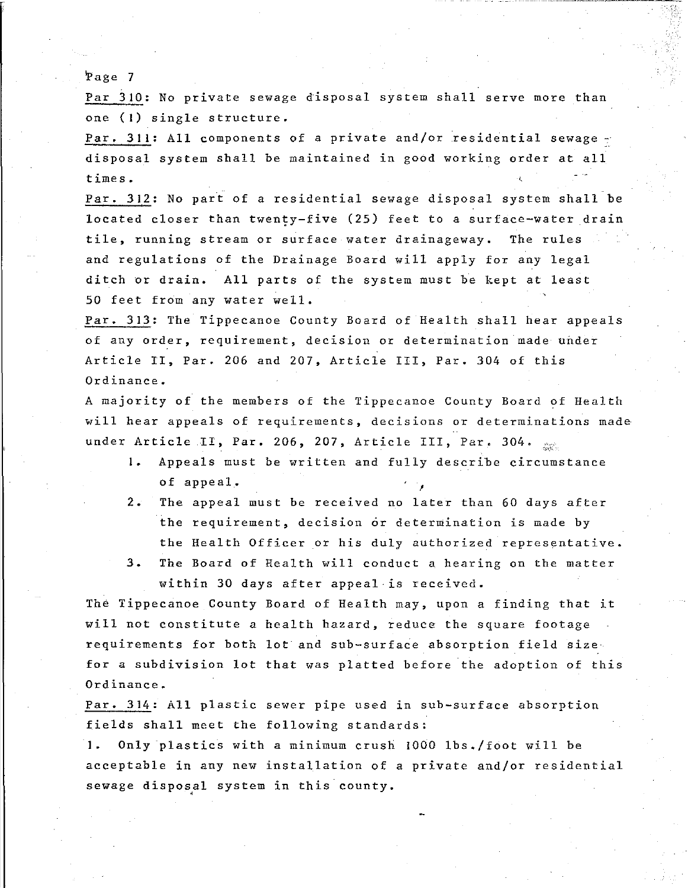Par 310: No private sewage disposal system shall serve more than one (1) single structure.

Par. 311: All components of a private and/or residential sewage disposal system shall be maintained in good working order at all times.

Par. 312: No part of a residential sewage disposal system shall be located closer than twenty-five (25) feet to a surface-water drain tile, running stream or surface water drainageway. The rules and regulations of the Drainage Board will apply for any legal ditch or drain. All parts of the system must be kept at least 50 feet from any water well.

Par. 313: The Tippecanoe County Board of Health shall hear appeals of any order, requirement, decision or determination made under Article II, Par. 206 and 207, Article III, Par. 304 of this Ordinance.

A majority of the members of the Tippecanoe County Board of Health will hear appeals of requirements, decisions or determinations made under Article II, Par. 206, 207, Article III, Par. 304.

1. Appeals must be written and fully describe circumstance of appeal.
2. The appeal must be received no later than 60 days after the requirement, decision or determination is made by the Health Officer or his duly authorized representative.
3. The Board of Health will conduct a hearing on the matter within 30 days after appeal is received.

The Tippecanoe County Board of Health may, upon a finding that it will not constitute a health hazard, reduce the square footage requirements for both lot and sub-surface absorption field size for a subdivision lot that was platted before the adoption of this Ordinance.

Par. 314: All plastic sewer pipe used in sub-surface absorption fields shall meet the following standards:

1. Only plastics with a minimum crush 1000 lbs./foot will be acceptable in any new installation of a private and/or residential sewage disposal system in this county.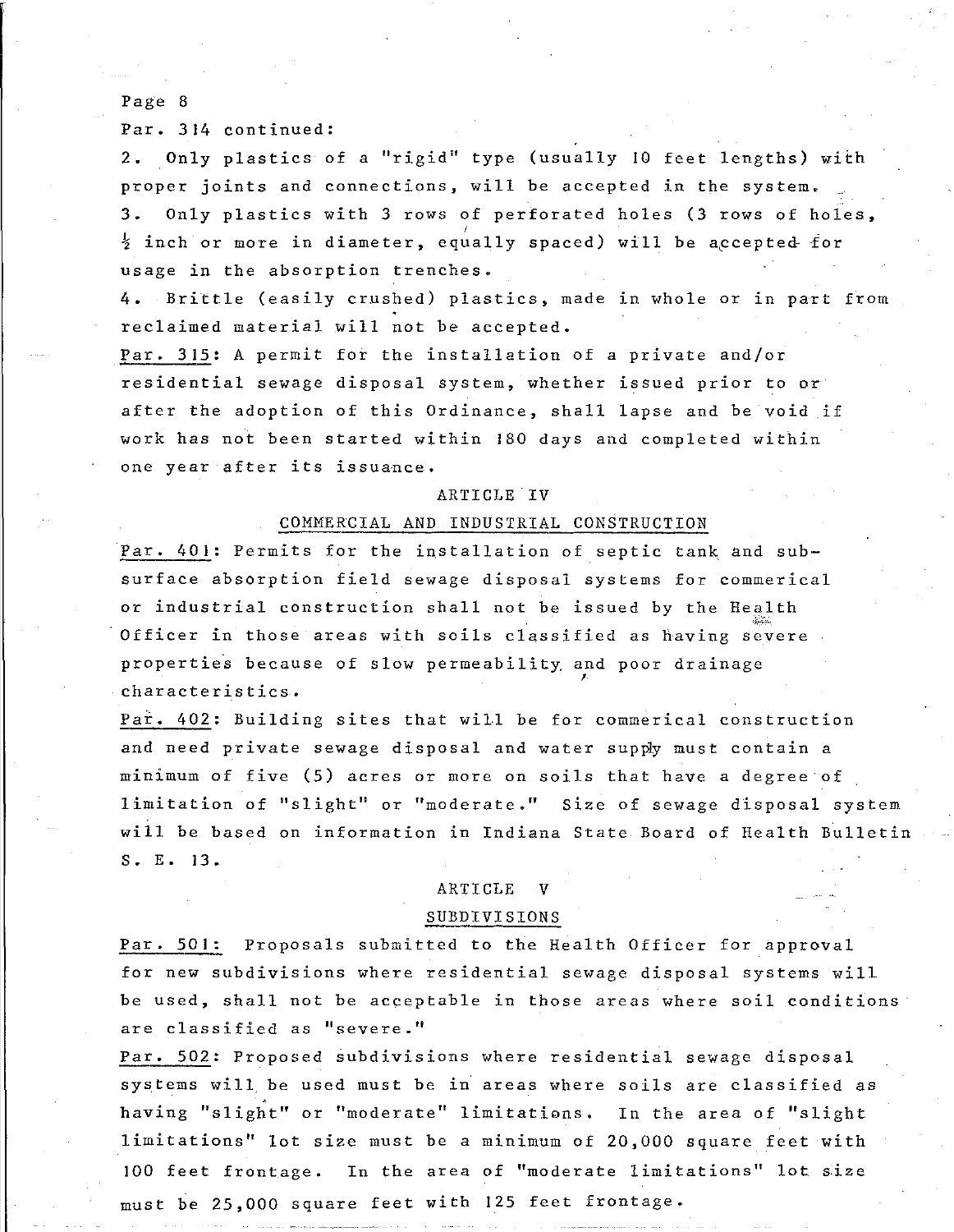Par. 314 continued:

2. Only plastics of a "rigid" type (usually 10 feet lengths) with proper joints and connections, will be accepted in the system.

3. Only plastics with 3 rows of perforated holes (3 rows of holes, ½ inch or more in diameter, equally spaced) will be accepted for usage in the absorption trenches.

4. Brittle (easily crushed) plastics, made in whole or in part from reclaimed material will not be accepted.

Par. 315: A permit for the installation of a private and/or residential sewage disposal system, whether issued prior to or after the adoption of this Ordinance, shall lapse and be void if work has not been started within 180 days and completed within one year after its issuance.

## ARTICLE IV

## COMMERCIAL AND INDUSTRIAL CONSTRUCTION

Par. 401: Permits for the installation of septic tank and sub-surface absorption field sewage disposal systems for commerical or industrial construction shall not be issued by the Health Officer in those areas with soils classified as having severe properties because of slow permeability and poor drainage characteristics.

Par. 402: Building sites that will be for commerical construction and need private sewage disposal and water supply must contain a minimum of five (5) acres or more on soils that have a degree of limitation of "slight" or "moderate." Size of sewage disposal system will be based on information in Indiana State Board of Health Bulletin S. E. 13.

## ARTICLE V

## SUBDIVISIONS

Par. 501: Proposals submitted to the Health Officer for approval for new subdivisions where residential sewage disposal systems will be used, shall not be acceptable in those areas where soil conditions are classified as "severe."

Par. 502: Proposed subdivisions where residential sewage disposal systems will be used must be in areas where soils are classified as having "slight" or "moderate" limitations. In the area of "slight limitations" lot size must be a minimum of 20,000 square feet with 100 feet frontage. In the area of "moderate limitations" lot size must be 25,000 square feet with 125 feet frontage.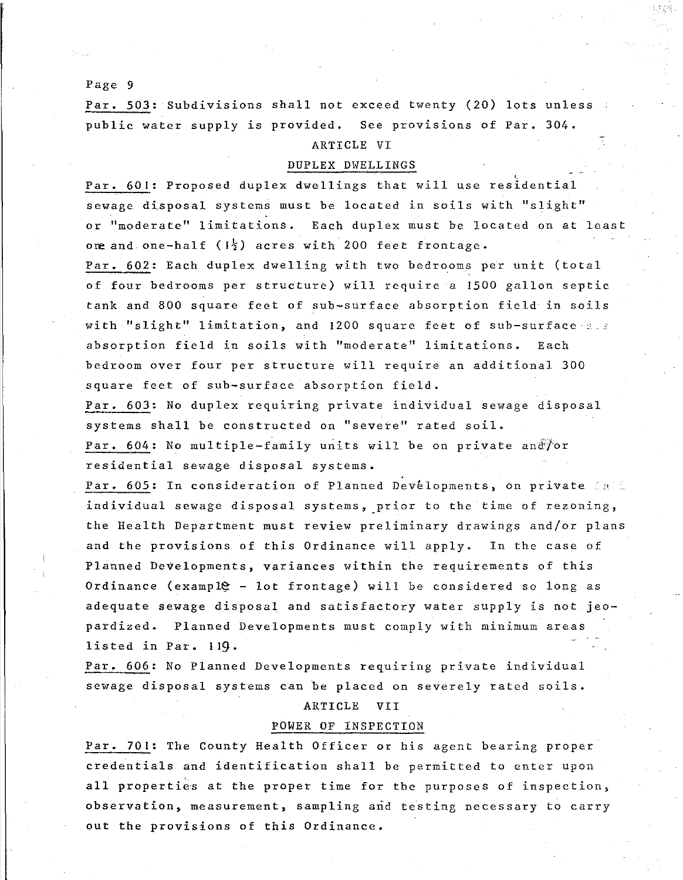Par. 503: Subdivisions shall not exceed twenty (20) lots unless public water supply is provided. See provisions of Par. 304.

## ARTICLE VI

## DUPLEX DWELLINGS

Par. 601: Proposed duplex dwellings that will use residential sewage disposal systems must be located in soils with "slight" or "moderate" limitations. Each duplex must be located on at least one and one-half ($1\frac{1}{2}$) acres with 200 feet frontage.

Par. 602: Each duplex dwelling with two bedrooms per unit (total of four bedrooms per structure) will require a 1500 gallon septic tank and 800 square feet of sub-surface absorption field in soils with "slight" limitation, and 1200 square feet of sub-surface absorption field in soils with "moderate" limitations. Each bedroom over four per structure will require an additional 300 square feet of sub-surface absorption field.

Par. 603: No duplex requiring private individual sewage disposal systems shall be constructed on "severe" rated soil.

Par. 604: No multiple-family units will be on private and/or residential sewage disposal systems.

Par. 605: In consideration of Planned Developments, on private individual sewage disposal systems, prior to the time of rezoning, the Health Department must review preliminary drawings and/or plans and the provisions of this Ordinance will apply. In the case of Planned Developments, variances within the requirements of this Ordinance (example - lot frontage) will be considered so long as adequate sewage disposal and satisfactory water supply is not jeopardized. Planned Developments must comply with minimum areas listed in Par. 119.

Par. 606: No Planned Developments requiring private individual sewage disposal systems can be placed on severely rated soils.

## ARTICLE VII

## POWER OF INSPECTION

Par. 701: The County Health Officer or his agent bearing proper credentials and identification shall be permitted to enter upon all properties at the proper time for the purposes of inspection, observation, measurement, sampling and testing necessary to carry out the provisions of this Ordinance.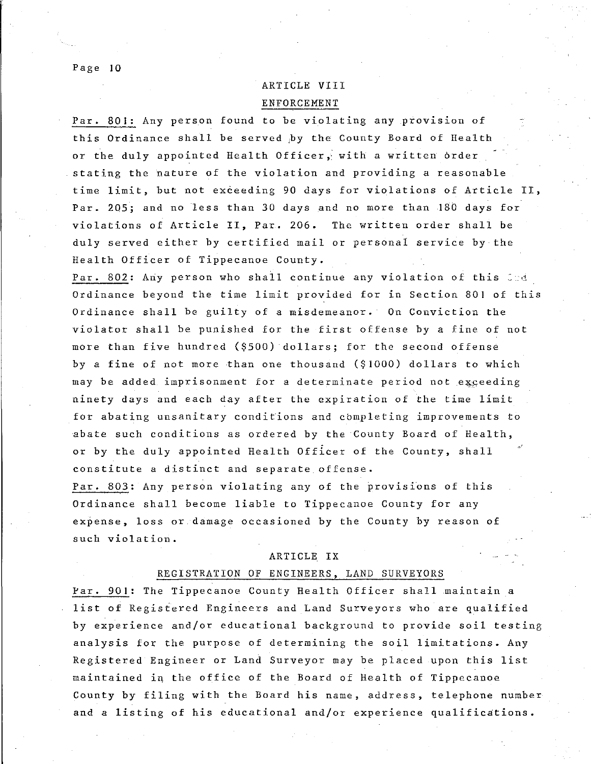## ARTICLE VIII

### ENFORCEMENT

Par. 801: Any person found to be violating any provision of this Ordinance shall be served by the County Board of Health or the duly appointed Health Officer, with a written order stating the nature of the violation and providing a reasonable time limit, but not exceeding 90 days for violations of Article II, Par. 205; and no less than 30 days and no more than 180 days for violations of Article II, Par. 206. The written order shall be duly served either by certified mail or personal service by the Health Officer of Tippecanoe County.

Par. 802: Any person who shall continue any violation of this Ordinance beyond the time limit provided for in Section 801 of this Ordinance shall be guilty of a misdemeanor. On Conviction the violator shall be punished for the first offense by a fine of not more than five hundred ($500) dollars; for the second offense by a fine of not more than one thousand ($1000) dollars to which may be added imprisonment for a determinate period not exceeding ninety days and each day after the expiration of the time limit for abating unsanitary conditions and completing improvements to abate such conditions as ordered by the County Board of Health, or by the duly appointed Health Officer of the County, shall constitute a distinct and separate offense.

Par. 803: Any person violating any of the provisions of this Ordinance shall become liable to Tippecanoe County for any expense, loss or damage occasioned by the County by reason of such violation.

## ARTICLE IX

### REGISTRATION OF ENGINEERS, LAND SURVEYORS

Par. 901: The Tippecanoe County Health Officer shall maintain a list of Registered Engineers and Land Surveyors who are qualified by experience and/or educational background to provide soil testing analysis for the purpose of determining the soil limitations. Any Registered Engineer or Land Surveyor may be placed upon this list maintained in the office of the Board of Health of Tippecanoe County by filing with the Board his name, address, telephone number and a listing of his educational and/or experience qualifications.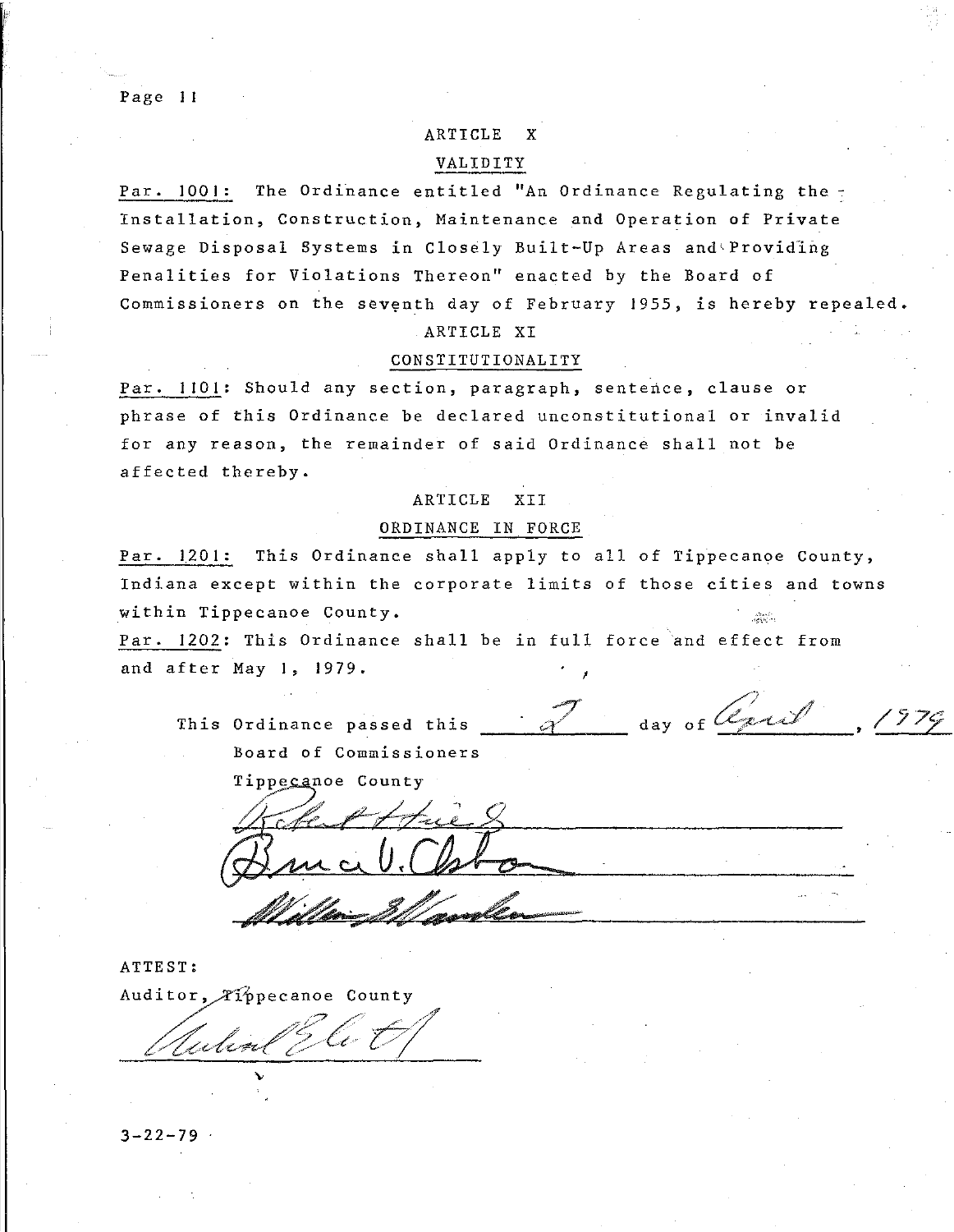## ARTICLE X

### VALIDITY

Par. 1001: The Ordinance entitled "An Ordinance Regulating the Installation, Construction, Maintenance and Operation of Private Sewage Disposal Systems in Closely Built-Up Areas and Providing Penalities for Violations Thereon" enacted by the Board of Commissioners on the seventh day of February 1955, is hereby repealed.

## ARTICLE XI

### CONSTITUTIONALITY

Par. 1101: Should any section, paragraph, sentence, clause or phrase of this Ordinance be declared unconstitutional or invalid for any reason, the remainder of said Ordinance shall not be affected thereby.

## ARTICLE XII

### ORDINANCE IN FORCE

Par. 1201: This Ordinance shall apply to all of Tippecanoe County, Indiana except within the corporate limits of those cities and towns within Tippecanoe County.

Par. 1202: This Ordinance shall be in full force and effect from and after May 1, 1979.

This Ordinance passed this 2 day of April, 1979

Board of Commissioners

Tippecanoe County

[Signature]

[Signature]

[Signature]

ATTEST:

Auditor, Tippecanoe County

[Signature]

3-22-79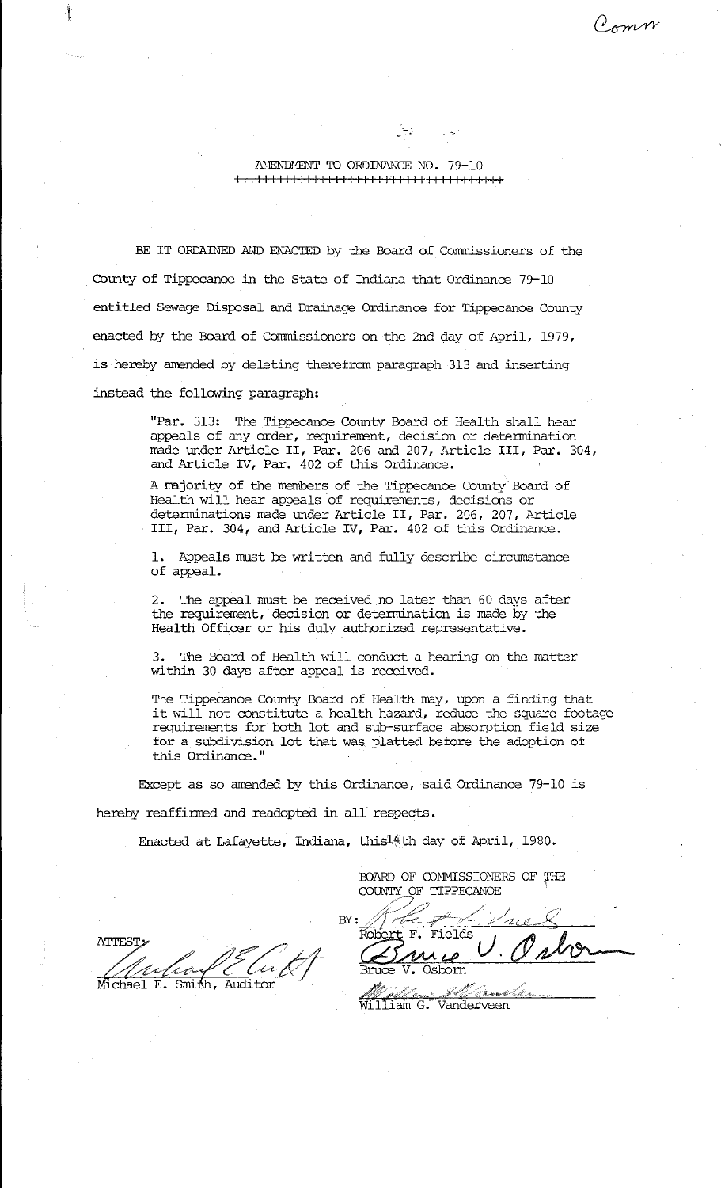Comm

# AMENDMENT TO ORDINANCE NO. 79-10

BE IT ORDAINED AND ENACTED by the Board of Commissioners of the County of Tippecanoe in the State of Indiana that Ordinance 79-10 entitled Sewage Disposal and Drainage Ordinance for Tippecanoe County enacted by the Board of Commissioners on the 2nd day of April, 1979, is hereby amended by deleting therefrom paragraph 313 and inserting instead the following paragraph:

> "Par. 313: The Tippecanoe County Board of Health shall hear appeals of any order, requirement, decision or determination made under Article II, Par. 206 and 207, Article III, Par. 304, and Article IV, Par. 402 of this Ordinance.
>
> A majority of the members of the Tippecanoe County Board of Health will hear appeals of requirements, decisions or determinations made under Article II, Par. 206, 207, Article III, Par. 304, and Article IV, Par. 402 of this Ordinance.
>
> 1. Appeals must be written and fully describe circumstance of appeal.
>
> 2. The appeal must be received no later than 60 days after the requirement, decision or determination is made by the Health Officer or his duly authorized representative.
>
> 3. The Board of Health will conduct a hearing on the matter within 30 days after appeal is received.
>
> The Tippecanoe County Board of Health may, upon a finding that it will not constitute a health hazard, reduce the square footage requirements for both lot and sub-surface absorption field size for a subdivision lot that was platted before the adoption of this Ordinance."

Except as so amended by this Ordinance, said Ordinance 79-10 is hereby reaffirmed and readopted in all respects.

Enacted at Lafayette, Indiana, this 14th day of April, 1980.

BOARD OF COMMISSIONERS OF THE COUNTY OF TIPPECANOE

BY: Robert F. Fields

Bruce V. Osborn

William G. Vanderveen

ATTEST:

Michael E. Smith, Auditor